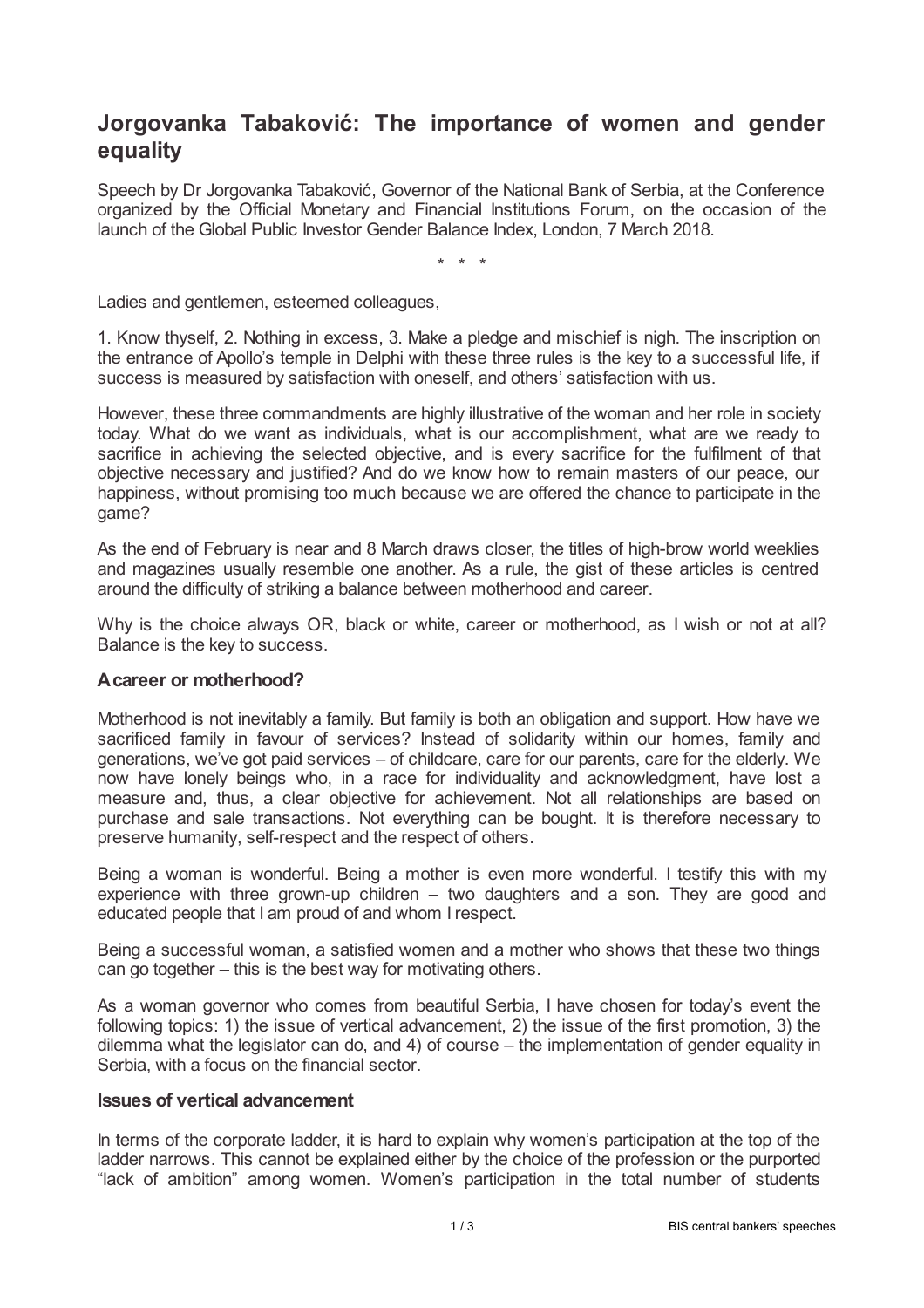# Jorgovanka Tabaković: The importance of women and gender equality

Speech by Dr Jorgovanka Tabaković, Governor of the National Bank of Serbia, at the Conference organized by the Official Monetary and Financial Institutions Forum, on the occasion of the launch of the Global Public Investor Gender Balance Index, London, 7 March 2018.

\* \* \*

Ladies and gentlemen, esteemed colleagues,

1. Know thyself, 2. Nothing in excess, 3. Make a pledge and mischief is nigh. The inscription on the entrance of Apollo's temple in Delphi with these three rules is the key to a successful life, if success is measured by satisfaction with oneself, and others' satisfaction with us.

However, these three commandments are highly illustrative of the woman and her role in society today. What do we want as individuals, what is our accomplishment, what are we ready to sacrifice in achieving the selected objective, and is every sacrifice for the fulfilment of that objective necessary and justified? And do we know how to remain masters of our peace, our happiness, without promising too much because we are offered the chance to participate in the game?

As the end of February is near and 8 March draws closer, the titles of high-brow world weeklies and magazines usually resemble one another. As a rule, the gist of these articles is centred around the difficulty of striking a balance between motherhood and career.

Why is the choice always OR, black or white, career or motherhood, as I wish or not at all? Balance is the key to success.

### A career or motherhood?

Motherhood is not inevitably a family. But family is both an obligation and support. How have we sacrificed family in favour of services? Instead of solidarity within our homes, family and generations, we've got paid services – of childcare, care for our parents, care for the elderly. We now have lonely beings who, in a race for individuality and acknowledgment, have lost a measure and, thus, a clear objective for achievement. Not all relationships are based on purchase and sale transactions. Not everything can be bought. It is therefore necessary to preserve humanity, self-respect and the respect of others.

Being a woman is wonderful. Being a mother is even more wonderful. I testify this with my experience with three grown-up children – two daughters and a son. They are good and educated people that I am proud of and whom I respect.

Being a successful woman, a satisfied women and a mother who shows that these two things can go together – this is the best way for motivating others.

As a woman governor who comes from beautiful Serbia, I have chosen for today's event the following topics: 1) the issue of vertical advancement, 2) the issue of the first promotion, 3) the dilemma what the legislator can do, and 4) of course – the implementation of gender equality in Serbia, with a focus on the financial sector.

### Issues of vertical advancement

In terms of the corporate ladder, it is hard to explain why women's participation at the top of the ladder narrows. This cannot be explained either by the choice of the profession or the purported "lack of ambition" among women. Women's participation in the total number of students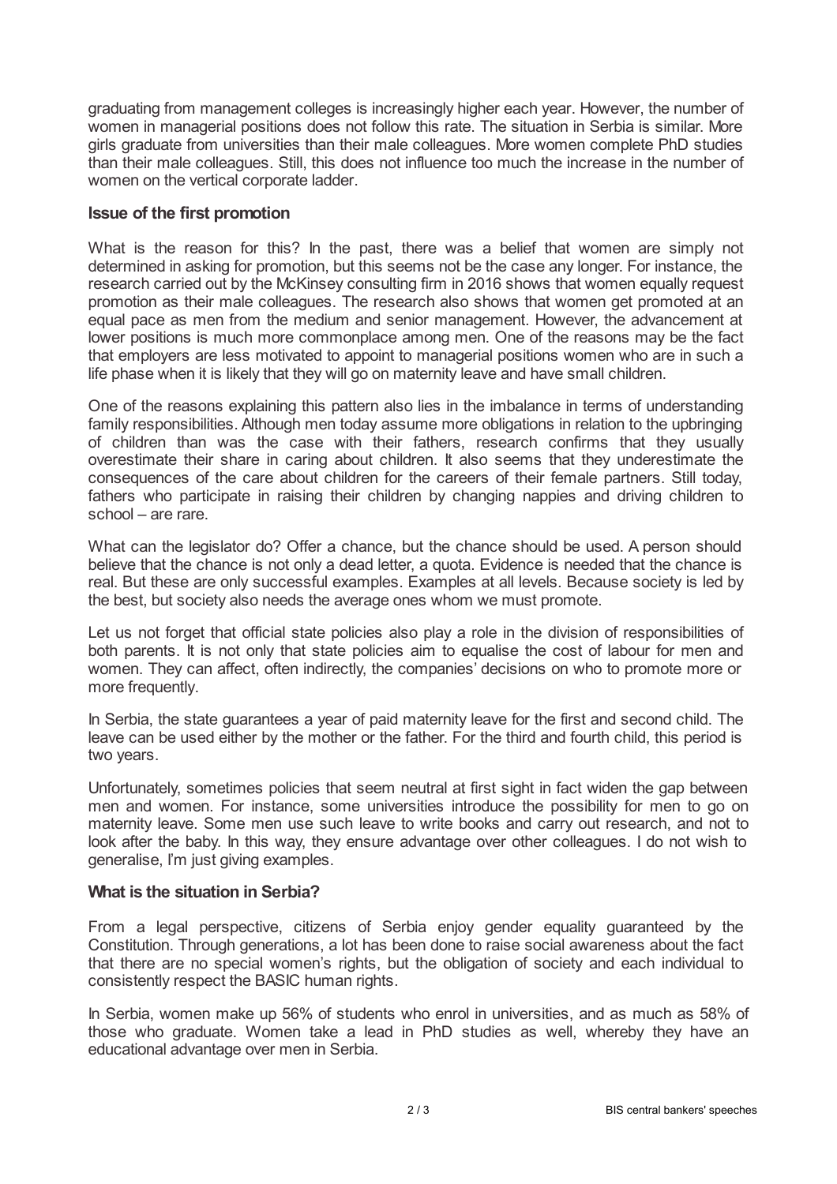graduating from management colleges is increasingly higher each year. However, the number of women in managerial positions does not follow this rate. The situation in Serbia is similar. More girls graduate from universities than their male colleagues. More women complete PhD studies than their male colleagues. Still, this does not influence too much the increase in the number of women on the vertical corporate ladder.

### Issue of the first promotion

What is the reason for this? In the past, there was a belief that women are simply not determined in asking for promotion, but this seems not be the case any longer. For instance, the research carried out by the McKinsey consulting firm in 2016 shows that women equally request promotion as their male colleagues. The research also shows that women get promoted at an equal pace as men from the medium and senior management. However, the advancement at lower positions is much more commonplace among men. One of the reasons may be the fact that employers are less motivated to appoint to managerial positions women who are in such a life phase when it is likely that they will go on maternity leave and have small children.

One of the reasons explaining this pattern also lies in the imbalance in terms of understanding family responsibilities. Although men today assume more obligations in relation to the upbringing of children than was the case with their fathers, research confirms that they usually overestimate their share in caring about children. It also seems that they underestimate the consequences of the care about children for the careers of their female partners. Still today, fathers who participate in raising their children by changing nappies and driving children to school – are rare.

What can the legislator do? Offer a chance, but the chance should be used. A person should believe that the chance is not only a dead letter, a quota. Evidence is needed that the chance is real. But these are only successful examples. Examples at all levels. Because society is led by the best, but society also needs the average ones whom we must promote.

Let us not forget that official state policies also play a role in the division of responsibilities of both parents. It is not only that state policies aim to equalise the cost of labour for men and women. They can affect, often indirectly, the companies' decisions on who to promote more or more frequently.

In Serbia, the state guarantees a year of paid maternity leave for the first and second child. The leave can be used either by the mother or the father. For the third and fourth child, this period is two years.

Unfortunately, sometimes policies that seem neutral at first sight in fact widen the gap between men and women. For instance, some universities introduce the possibility for men to go on maternity leave. Some men use such leave to write books and carry out research, and not to look after the baby. In this way, they ensure advantage over other colleagues. I do not wish to generalise, I'm just giving examples.

### What is the situation in Serbia?

From a legal perspective, citizens of Serbia enjoy gender equality guaranteed by the Constitution. Through generations, a lot has been done to raise social awareness about the fact that there are no special women's rights, but the obligation of society and each individual to consistently respect the BASIC human rights.

In Serbia, women make up 56% of students who enrol in universities, and as much as 58% of those who graduate. Women take a lead in PhD studies as well, whereby they have an educational advantage over men in Serbia.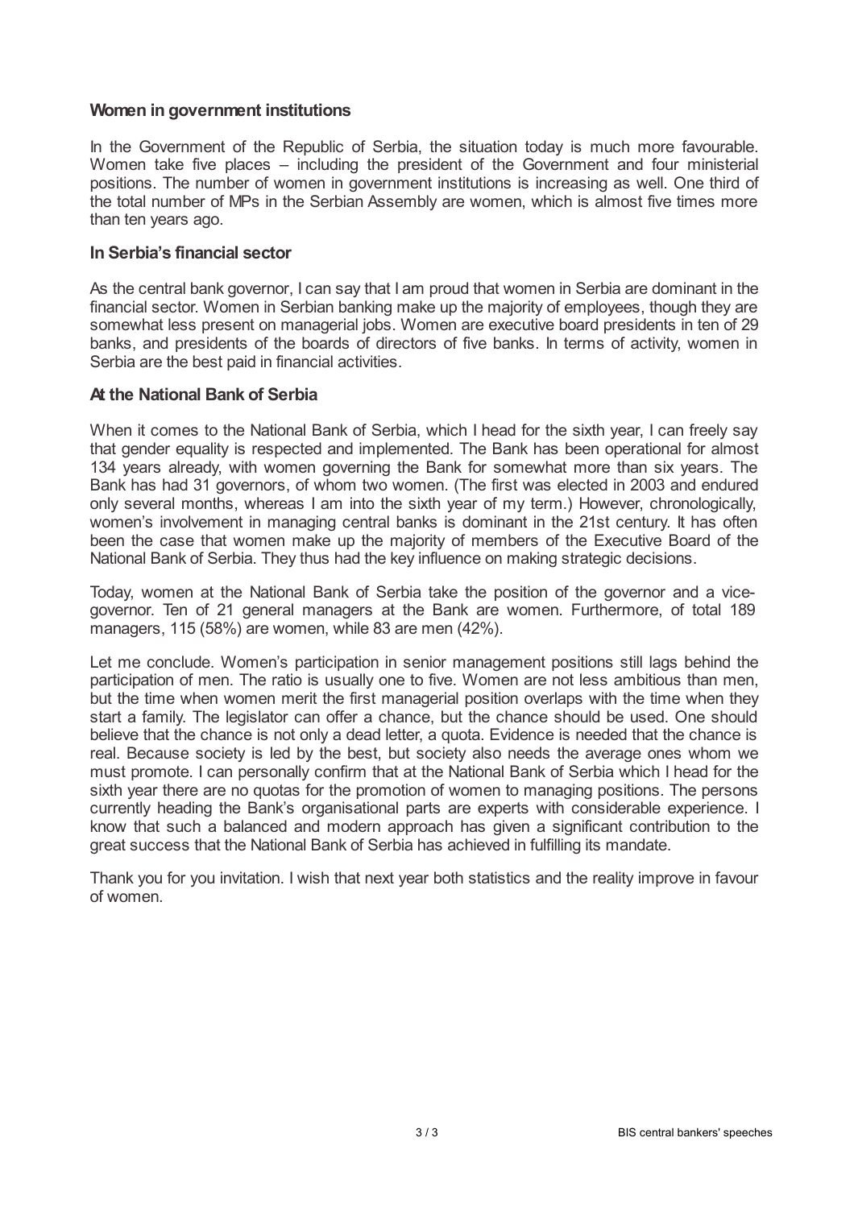### Women in government institutions

In the Government of the Republic of Serbia, the situation today is much more favourable. Women take five places – including the president of the Government and four ministerial positions. The number of women in government institutions is increasing as well. One third of the total number of MPs in the Serbian Assembly are women, which is almost five times more than ten years ago.

### In Serbia's financial sector

As the central bank governor, I can say that I am proud that women in Serbia are dominant in the financial sector. Women in Serbian banking make up the majority of employees, though they are somewhat less present on managerial jobs. Women are executive board presidents in ten of 29 banks, and presidents of the boards of directors of five banks. In terms of activity, women in Serbia are the best paid in financial activities.

### At the National Bank of Serbia

When it comes to the National Bank of Serbia, which I head for the sixth year, I can freely say that gender equality is respected and implemented. The Bank has been operational for almost 134 years already, with women governing the Bank for somewhat more than six years. The Bank has had 31 governors, of whom two women. (The first was elected in 2003 and endured only several months, whereas I am into the sixth year of my term.) However, chronologically, women's involvement in managing central banks is dominant in the 21st century. It has often been the case that women make up the majority of members of the Executive Board of the National Bank of Serbia. They thus had the key influence on making strategic decisions.

Today, women at the National Bank of Serbia take the position of the governor and a vice-governor. Ten of 21 general managers at the Bank are women. Furthermore, of total 189 managers, 115 (58%) are women, while 83 are men (42%).

Let me conclude. Women's participation in senior management positions still lags behind the participation of men. The ratio is usually one to five. Women are not less ambitious than men, but the time when women merit the first managerial position overlaps with the time when they start a family. The legislator can offer a chance, but the chance should be used. One should believe that the chance is not only a dead letter, a quota. Evidence is needed that the chance is real. Because society is led by the best, but society also needs the average ones whom we must promote. I can personally confirm that at the National Bank of Serbia which I head for the sixth year there are no quotas for the promotion of women to managing positions. The persons currently heading the Bank's organisational parts are experts with considerable experience. I know that such a balanced and modern approach has given a significant contribution to the great success that the National Bank of Serbia has achieved in fulfilling its mandate.

Thank you for you invitation. I wish that next year both statistics and the reality improve in favour of women.